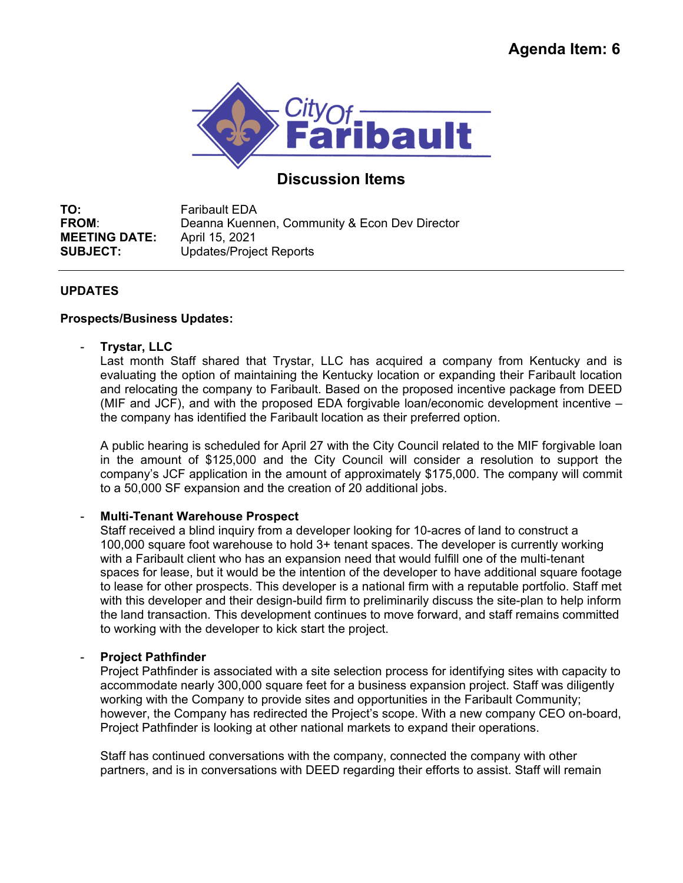Agenda Item: 6

City Of Faribault

# Discussion Items

**TO:** Faribault EDA
**FROM**: Deanna Kuennen, Community & Econ Dev Director
**MEETING DATE:** April 15, 2021
**SUBJECT:** Updates/Project Reports

---

## UPDATES

### Prospects/Business Updates:

- **Trystar, LLC**
  Last month Staff shared that Trystar, LLC has acquired a company from Kentucky and is evaluating the option of maintaining the Kentucky location or expanding their Faribault location and relocating the company to Faribault. Based on the proposed incentive package from DEED (MIF and JCF), and with the proposed EDA forgivable loan/economic development incentive – the company has identified the Faribault location as their preferred option.

  A public hearing is scheduled for April 27 with the City Council related to the MIF forgivable loan in the amount of $125,000 and the City Council will consider a resolution to support the company's JCF application in the amount of approximately $175,000. The company will commit to a 50,000 SF expansion and the creation of 20 additional jobs.

- **Multi-Tenant Warehouse Prospect**
  Staff received a blind inquiry from a developer looking for 10-acres of land to construct a 100,000 square foot warehouse to hold 3+ tenant spaces. The developer is currently working with a Faribault client who has an expansion need that would fulfill one of the multi-tenant spaces for lease, but it would be the intention of the developer to have additional square footage to lease for other prospects. This developer is a national firm with a reputable portfolio. Staff met with this developer and their design-build firm to preliminarily discuss the site-plan to help inform the land transaction. This development continues to move forward, and staff remains committed to working with the developer to kick start the project.

- **Project Pathfinder**
  Project Pathfinder is associated with a site selection process for identifying sites with capacity to accommodate nearly 300,000 square feet for a business expansion project. Staff was diligently working with the Company to provide sites and opportunities in the Faribault Community; however, the Company has redirected the Project's scope. With a new company CEO on-board, Project Pathfinder is looking at other national markets to expand their operations.

  Staff has continued conversations with the company, connected the company with other partners, and is in conversations with DEED regarding their efforts to assist. Staff will remain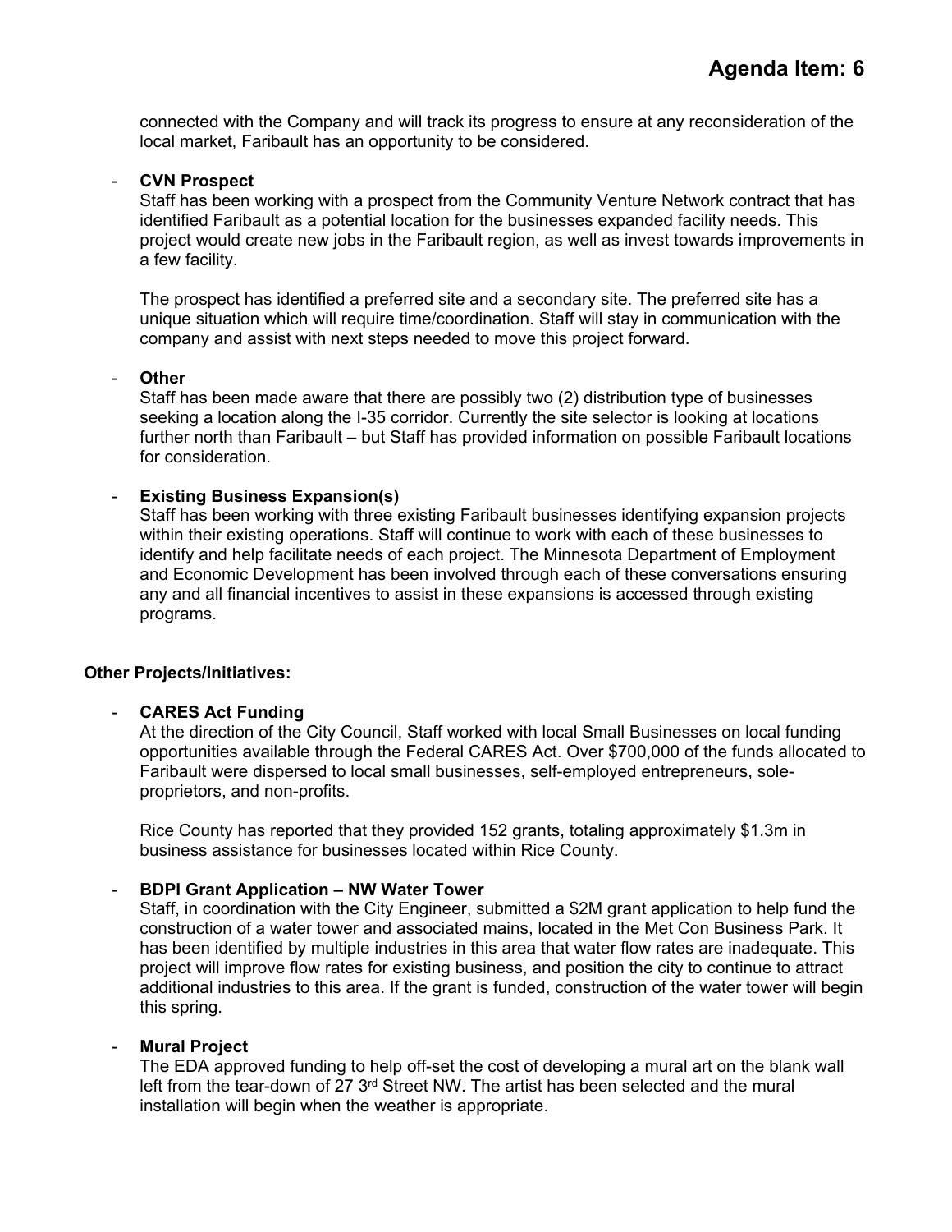connected with the Company and will track its progress to ensure at any reconsideration of the local market, Faribault has an opportunity to be considered.

- **CVN Prospect**
  Staff has been working with a prospect from the Community Venture Network contract that has identified Faribault as a potential location for the businesses expanded facility needs. This project would create new jobs in the Faribault region, as well as invest towards improvements in a few facility.

  The prospect has identified a preferred site and a secondary site. The preferred site has a unique situation which will require time/coordination. Staff will stay in communication with the company and assist with next steps needed to move this project forward.

- **Other**
  Staff has been made aware that there are possibly two (2) distribution type of businesses seeking a location along the I-35 corridor. Currently the site selector is looking at locations further north than Faribault – but Staff has provided information on possible Faribault locations for consideration.

- **Existing Business Expansion(s)**
  Staff has been working with three existing Faribault businesses identifying expansion projects within their existing operations. Staff will continue to work with each of these businesses to identify and help facilitate needs of each project. The Minnesota Department of Employment and Economic Development has been involved through each of these conversations ensuring any and all financial incentives to assist in these expansions is accessed through existing programs.

**Other Projects/Initiatives:**

- **CARES Act Funding**
  At the direction of the City Council, Staff worked with local Small Businesses on local funding opportunities available through the Federal CARES Act. Over $700,000 of the funds allocated to Faribault were dispersed to local small businesses, self-employed entrepreneurs, sole-proprietors, and non-profits.

  Rice County has reported that they provided 152 grants, totaling approximately $1.3m in business assistance for businesses located within Rice County.

- **BDPI Grant Application – NW Water Tower**
  Staff, in coordination with the City Engineer, submitted a $2M grant application to help fund the construction of a water tower and associated mains, located in the Met Con Business Park. It has been identified by multiple industries in this area that water flow rates are inadequate. This project will improve flow rates for existing business, and position the city to continue to attract additional industries to this area. If the grant is funded, construction of the water tower will begin this spring.

- **Mural Project**
  The EDA approved funding to help off-set the cost of developing a mural art on the blank wall left from the tear-down of 27 3rd Street NW. The artist has been selected and the mural installation will begin when the weather is appropriate.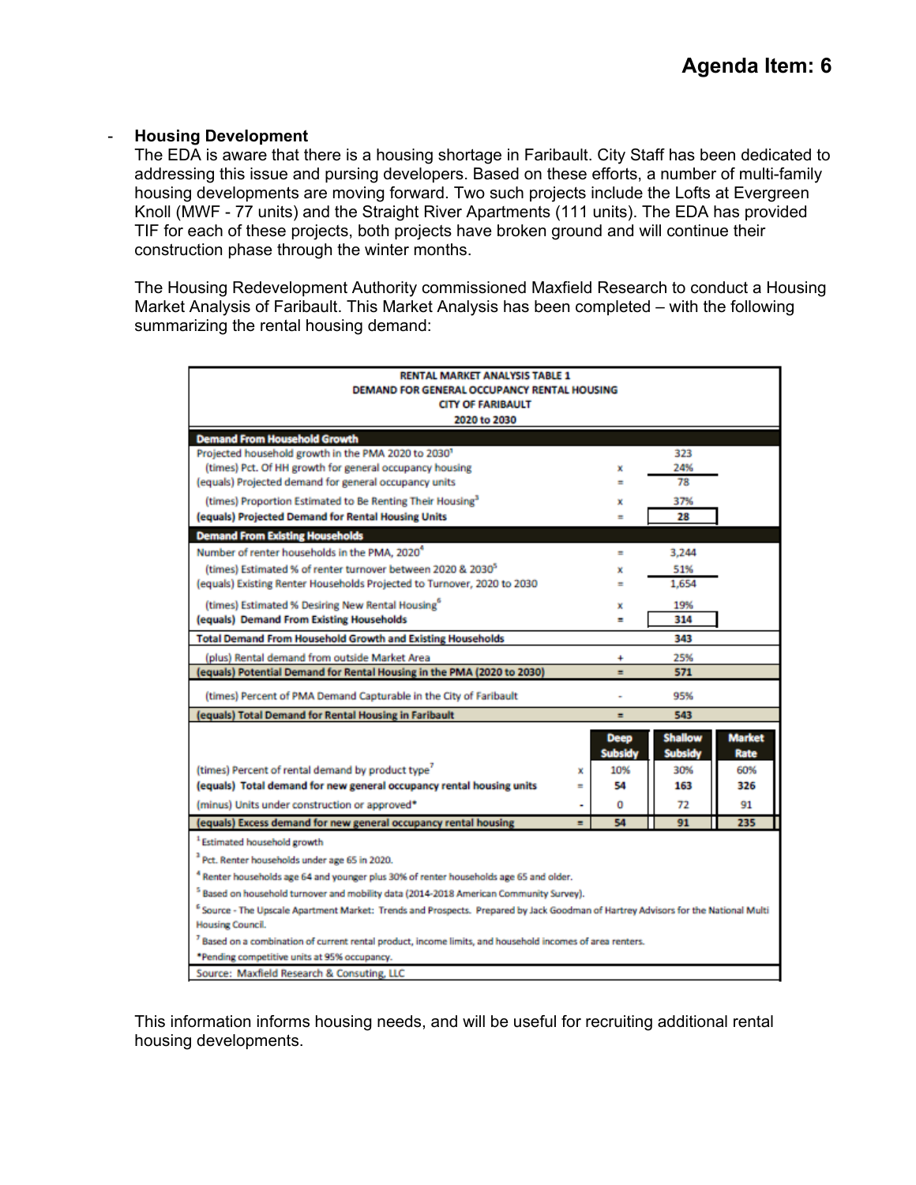# Agenda Item: 6

- **Housing Development**

  The EDA is aware that there is a housing shortage in Faribault. City Staff has been dedicated to addressing this issue and pursing developers. Based on these efforts, a number of multi-family housing developments are moving forward. Two such projects include the Lofts at Evergreen Knoll (MWF - 77 units) and the Straight River Apartments (111 units). The EDA has provided TIF for each of these projects, both projects have broken ground and will continue their construction phase through the winter months.

  The Housing Redevelopment Authority commissioned Maxfield Research to conduct a Housing Market Analysis of Faribault. This Market Analysis has been completed – with the following summarizing the rental housing demand:

| RENTAL MARKET ANALYSIS TABLE 1<br>DEMAND FOR GENERAL OCCUPANCY RENTAL HOUSING<br>CITY OF FARIBAULT<br>2020 to 2030 | | | | |
|---|---|---|---|---|
| **Demand From Household Growth** | | | | |
| Projected household growth in the PMA 2020 to 2030[1] | | | 323 | |
| (times) Pct. Of HH growth for general occupancy housing | x | | 24% | |
| (equals) Projected demand for general occupancy units | = | | 78 | |
| (times) Proportion Estimated to Be Renting Their Housing[3] | x | | 37% | |
| **(equals) Projected Demand for Rental Housing Units** | = | | **28** | |
| **Demand From Existing Households** | | | | |
| Number of renter households in the PMA, 2020[4] | = | | 3,244 | |
| (times) Estimated % of renter turnover between 2020 & 2030[5] | x | | 51% | |
| (equals) Existing Renter Households Projected to Turnover, 2020 to 2030 | = | | 1,654 | |
| (times) Estimated % Desiring New Rental Housing[6] | x | | 19% | |
| **(equals) Demand From Existing Households** | = | | **314** | |
| **Total Demand From Household Growth and Existing Households** | | | **343** | |
| (plus) Rental demand from outside Market Area | + | | 25% | |
| **(equals) Potential Demand for Rental Housing in the PMA (2020 to 2030)** | = | | **571** | |
| (times) Percent of PMA Demand Capturable in the City of Faribault | - | | 95% | |
| **(equals) Total Demand for Rental Housing in Faribault** | = | | **543** | |
| | | **Deep Subsidy** | **Shallow Subsidy** | **Market Rate** |
| (times) Percent of rental demand by product type[7] | x | 10% | 30% | 60% |
| **(equals) Total demand for new general occupancy rental housing units** | = | **54** | **163** | **326** |
| (minus) Units under construction or approved* | - | 0 | 72 | 91 |
| **(equals) Excess demand for new general occupancy rental housing** | = | **54** | **91** | **235** |

[1] Estimated household growth

[3] Pct. Renter households under age 65 in 2020.

[4] Renter households age 64 and younger plus 30% of renter households age 65 and older.

[5] Based on household turnover and mobility data (2014-2018 American Community Survey).

[6] Source - The Upscale Apartment Market: Trends and Prospects. Prepared by Jack Goodman of Hartrey Advisors for the National Multi Housing Council.

[7] Based on a combination of current rental product, income limits, and household incomes of area renters.

*Pending competitive units at 95% occupancy.

Source: Maxfield Research & Consuting, LLC

This information informs housing needs, and will be useful for recruiting additional rental housing developments.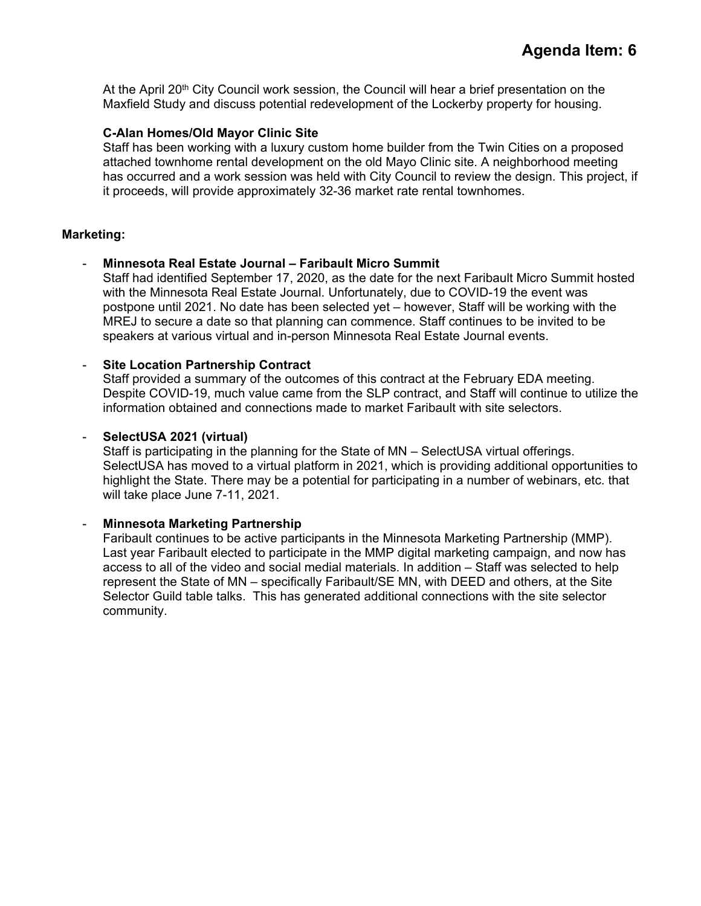At the April 20th City Council work session, the Council will hear a brief presentation on the Maxfield Study and discuss potential redevelopment of the Lockerby property for housing.

**C-Alan Homes/Old Mayor Clinic Site**

Staff has been working with a luxury custom home builder from the Twin Cities on a proposed attached townhome rental development on the old Mayo Clinic site. A neighborhood meeting has occurred and a work session was held with City Council to review the design. This project, if it proceeds, will provide approximately 32-36 market rate rental townhomes.

**Marketing:**

- **Minnesota Real Estate Journal – Faribault Micro Summit**
  Staff had identified September 17, 2020, as the date for the next Faribault Micro Summit hosted with the Minnesota Real Estate Journal. Unfortunately, due to COVID-19 the event was postpone until 2021. No date has been selected yet – however, Staff will be working with the MREJ to secure a date so that planning can commence. Staff continues to be invited to be speakers at various virtual and in-person Minnesota Real Estate Journal events.

- **Site Location Partnership Contract**
  Staff provided a summary of the outcomes of this contract at the February EDA meeting. Despite COVID-19, much value came from the SLP contract, and Staff will continue to utilize the information obtained and connections made to market Faribault with site selectors.

- **SelectUSA 2021 (virtual)**
  Staff is participating in the planning for the State of MN – SelectUSA virtual offerings. SelectUSA has moved to a virtual platform in 2021, which is providing additional opportunities to highlight the State. There may be a potential for participating in a number of webinars, etc. that will take place June 7-11, 2021.

- **Minnesota Marketing Partnership**
  Faribault continues to be active participants in the Minnesota Marketing Partnership (MMP). Last year Faribault elected to participate in the MMP digital marketing campaign, and now has access to all of the video and social medial materials. In addition – Staff was selected to help represent the State of MN – specifically Faribault/SE MN, with DEED and others, at the Site Selector Guild table talks. This has generated additional connections with the site selector community.